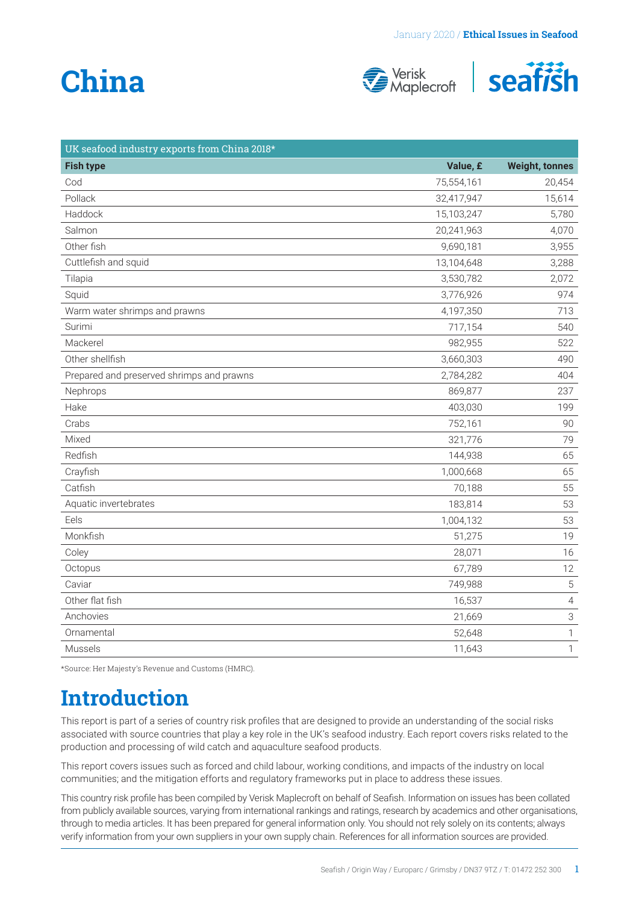January 2020 / **Ethical Issues in Seafood**

# China

| UK seafood industry exports from China 2018* | | |
|---|---|---|
| **Fish type** | **Value, £** | **Weight, tonnes** |
| Cod | 75,554,161 | 20,454 |
| Pollack | 32,417,947 | 15,614 |
| Haddock | 15,103,247 | 5,780 |
| Salmon | 20,241,963 | 4,070 |
| Other fish | 9,690,181 | 3,955 |
| Cuttlefish and squid | 13,104,648 | 3,288 |
| Tilapia | 3,530,782 | 2,072 |
| Squid | 3,776,926 | 974 |
| Warm water shrimps and prawns | 4,197,350 | 713 |
| Surimi | 717,154 | 540 |
| Mackerel | 982,955 | 522 |
| Other shellfish | 3,660,303 | 490 |
| Prepared and preserved shrimps and prawns | 2,784,282 | 404 |
| Nephrops | 869,877 | 237 |
| Hake | 403,030 | 199 |
| Crabs | 752,161 | 90 |
| Mixed | 321,776 | 79 |
| Redfish | 144,938 | 65 |
| Crayfish | 1,000,668 | 65 |
| Catfish | 70,188 | 55 |
| Aquatic invertebrates | 183,814 | 53 |
| Eels | 1,004,132 | 53 |
| Monkfish | 51,275 | 19 |
| Coley | 28,071 | 16 |
| Octopus | 67,789 | 12 |
| Caviar | 749,988 | 5 |
| Other flat fish | 16,537 | 4 |
| Anchovies | 21,669 | 3 |
| Ornamental | 52,648 | 1 |
| Mussels | 11,643 | 1 |

*Source: Her Majesty's Revenue and Customs (HMRC).

## Introduction

This report is part of a series of country risk profiles that are designed to provide an understanding of the social risks associated with source countries that play a key role in the UK's seafood industry. Each report covers risks related to the production and processing of wild catch and aquaculture seafood products.

This report covers issues such as forced and child labour, working conditions, and impacts of the industry on local communities; and the mitigation efforts and regulatory frameworks put in place to address these issues.

This country risk profile has been compiled by Verisk Maplecroft on behalf of Seafish. Information on issues has been collated from publicly available sources, varying from international rankings and ratings, research by academics and other organisations, through to media articles. It has been prepared for general information only. You should not rely solely on its contents; always verify information from your own suppliers in your own supply chain. References for all information sources are provided.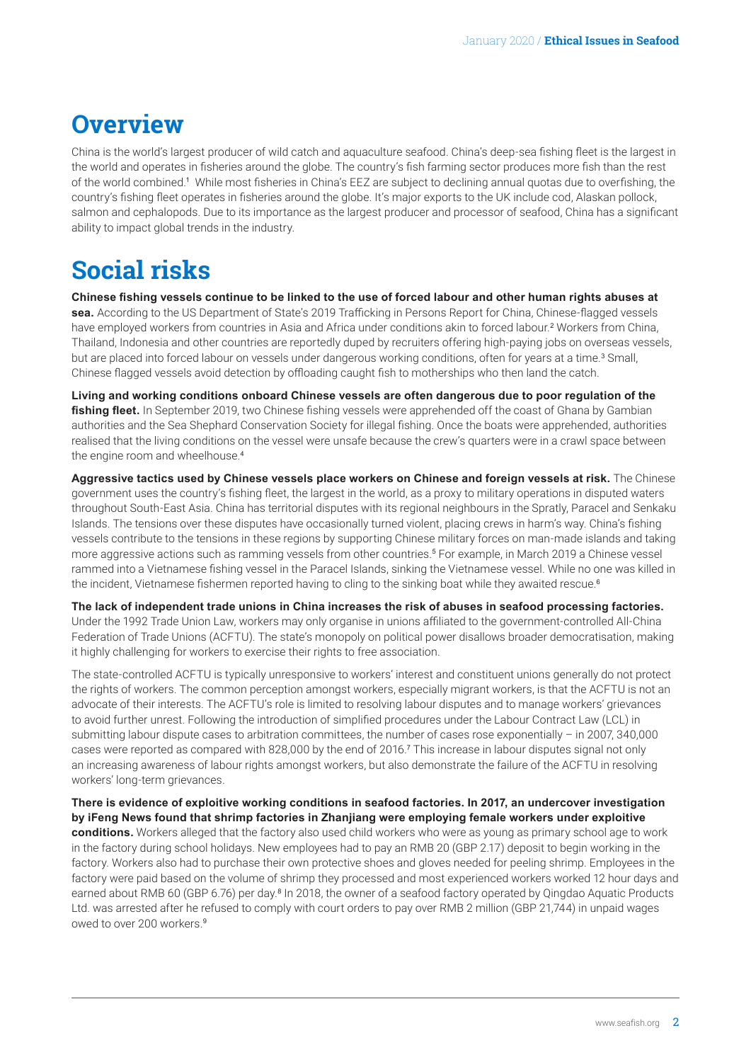# Overview

China is the world's largest producer of wild catch and aquaculture seafood. China's deep-sea fishing fleet is the largest in the world and operates in fisheries around the globe. The country's fish farming sector produces more fish than the rest of the world combined.[1] While most fisheries in China's EEZ are subject to declining annual quotas due to overfishing, the country's fishing fleet operates in fisheries around the globe. It's major exports to the UK include cod, Alaskan pollock, salmon and cephalopods. Due to its importance as the largest producer and processor of seafood, China has a significant ability to impact global trends in the industry.

# Social risks

**Chinese fishing vessels continue to be linked to the use of forced labour and other human rights abuses at sea.** According to the US Department of State's 2019 Trafficking in Persons Report for China, Chinese-flagged vessels have employed workers from countries in Asia and Africa under conditions akin to forced labour.[2] Workers from China, Thailand, Indonesia and other countries are reportedly duped by recruiters offering high-paying jobs on overseas vessels, but are placed into forced labour on vessels under dangerous working conditions, often for years at a time.[3] Small, Chinese flagged vessels avoid detection by offloading caught fish to motherships who then land the catch.

**Living and working conditions onboard Chinese vessels are often dangerous due to poor regulation of the fishing fleet.** In September 2019, two Chinese fishing vessels were apprehended off the coast of Ghana by Gambian authorities and the Sea Shepherd Conservation Society for illegal fishing. Once the boats were apprehended, authorities realised that the living conditions on the vessel were unsafe because the crew's quarters were in a crawl space between the engine room and wheelhouse.[4]

**Aggressive tactics used by Chinese vessels place workers on Chinese and foreign vessels at risk.** The Chinese government uses the country's fishing fleet, the largest in the world, as a proxy to military operations in disputed waters throughout South-East Asia. China has territorial disputes with its regional neighbours in the Spratly, Paracel and Senkaku Islands. The tensions over these disputes have occasionally turned violent, placing crews in harm's way. China's fishing vessels contribute to the tensions in these regions by supporting Chinese military forces on man-made islands and taking more aggressive actions such as ramming vessels from other countries.[5] For example, in March 2019 a Chinese vessel rammed into a Vietnamese fishing vessel in the Paracel Islands, sinking the Vietnamese vessel. While no one was killed in the incident, Vietnamese fishermen reported having to cling to the sinking boat while they awaited rescue.[6]

**The lack of independent trade unions in China increases the risk of abuses in seafood processing factories.** Under the 1992 Trade Union Law, workers may only organise in unions affiliated to the government-controlled All-China Federation of Trade Unions (ACFTU). The state's monopoly on political power disallows broader democratisation, making it highly challenging for workers to exercise their rights to free association.

The state-controlled ACFTU is typically unresponsive to workers' interest and constituent unions generally do not protect the rights of workers. The common perception amongst workers, especially migrant workers, is that the ACFTU is not an advocate of their interests. The ACFTU's role is limited to resolving labour disputes and to manage workers' grievances to avoid further unrest. Following the introduction of simplified procedures under the Labour Contract Law (LCL) in submitting labour dispute cases to arbitration committees, the number of cases rose exponentially – in 2007, 340,000 cases were reported as compared with 828,000 by the end of 2016.[7] This increase in labour disputes signal not only an increasing awareness of labour rights amongst workers, but also demonstrate the failure of the ACFTU in resolving workers' long-term grievances.

**There is evidence of exploitive working conditions in seafood factories. In 2017, an undercover investigation by iFeng News found that shrimp factories in Zhanjiang were employing female workers under exploitive conditions.** Workers alleged that the factory also used child workers who were as young as primary school age to work in the factory during school holidays. New employees had to pay an RMB 20 (GBP 2.17) deposit to begin working in the factory. Workers also had to purchase their own protective shoes and gloves needed for peeling shrimp. Employees in the factory were paid based on the volume of shrimp they processed and most experienced workers worked 12 hour days and earned about RMB 60 (GBP 6.76) per day.[8] In 2018, the owner of a seafood factory operated by Qingdao Aquatic Products Ltd. was arrested after he refused to comply with court orders to pay over RMB 2 million (GBP 21,744) in unpaid wages owed to over 200 workers.[9]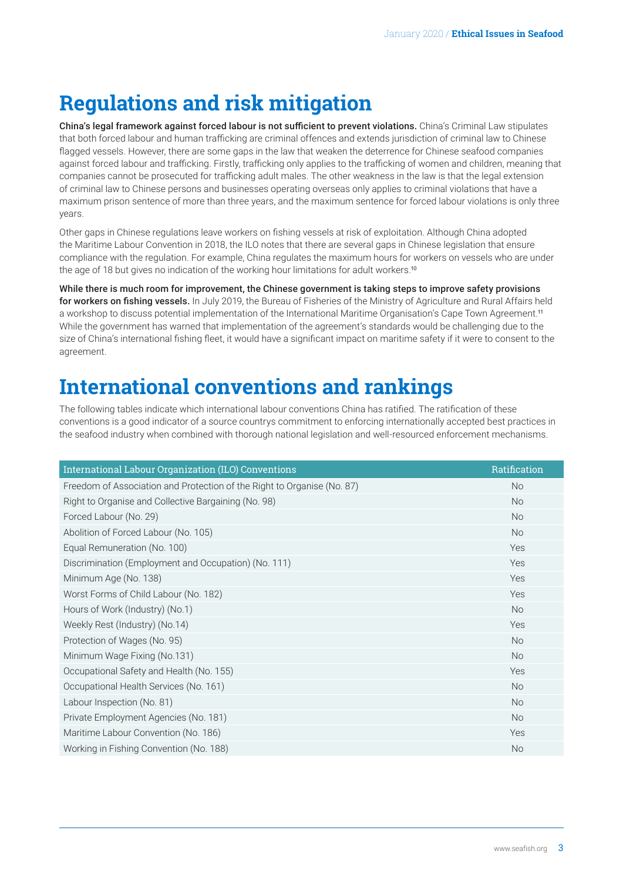# Regulations and risk mitigation

**China's legal framework against forced labour is not sufficient to prevent violations.** China's Criminal Law stipulates that both forced labour and human trafficking are criminal offences and extends jurisdiction of criminal law to Chinese flagged vessels. However, there are some gaps in the law that weaken the deterrence for Chinese seafood companies against forced labour and trafficking. Firstly, trafficking only applies to the trafficking of women and children, meaning that companies cannot be prosecuted for trafficking adult males. The other weakness in the law is that the legal extension of criminal law to Chinese persons and businesses operating overseas only applies to criminal violations that have a maximum prison sentence of more than three years, and the maximum sentence for forced labour violations is only three years.

Other gaps in Chinese regulations leave workers on fishing vessels at risk of exploitation. Although China adopted the Maritime Labour Convention in 2018, the ILO notes that there are several gaps in Chinese legislation that ensure compliance with the regulation. For example, China regulates the maximum hours for workers on vessels who are under the age of 18 but gives no indication of the working hour limitations for adult workers.[10]

**While there is much room for improvement, the Chinese government is taking steps to improve safety provisions for workers on fishing vessels.** In July 2019, the Bureau of Fisheries of the Ministry of Agriculture and Rural Affairs held a workshop to discuss potential implementation of the International Maritime Organisation's Cape Town Agreement.[11] While the government has warned that implementation of the agreement's standards would be challenging due to the size of China's international fishing fleet, it would have a significant impact on maritime safety if it were to consent to the agreement.

# International conventions and rankings

The following tables indicate which international labour conventions China has ratified. The ratification of these conventions is a good indicator of a source countrys commitment to enforcing internationally accepted best practices in the seafood industry when combined with thorough national legislation and well-resourced enforcement mechanisms.

| International Labour Organization (ILO) Conventions | Ratification |
| --- | --- |
| Freedom of Association and Protection of the Right to Organise (No. 87) | No |
| Right to Organise and Collective Bargaining (No. 98) | No |
| Forced Labour (No. 29) | No |
| Abolition of Forced Labour (No. 105) | No |
| Equal Remuneration (No. 100) | Yes |
| Discrimination (Employment and Occupation) (No. 111) | Yes |
| Minimum Age (No. 138) | Yes |
| Worst Forms of Child Labour (No. 182) | Yes |
| Hours of Work (Industry) (No.1) | No |
| Weekly Rest (Industry) (No.14) | Yes |
| Protection of Wages (No. 95) | No |
| Minimum Wage Fixing (No.131) | No |
| Occupational Safety and Health (No. 155) | Yes |
| Occupational Health Services (No. 161) | No |
| Labour Inspection (No. 81) | No |
| Private Employment Agencies (No. 181) | No |
| Maritime Labour Convention (No. 186) | Yes |
| Working in Fishing Convention (No. 188) | No |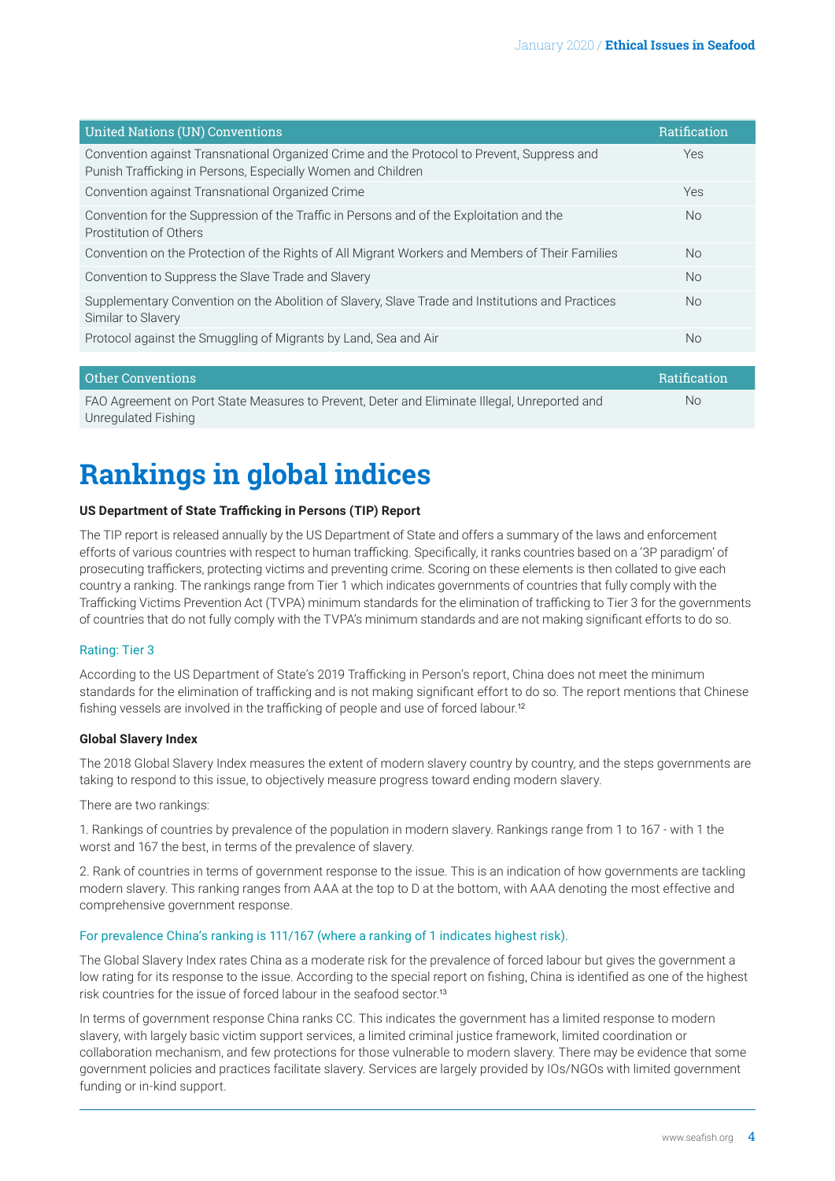| United Nations (UN) Conventions | Ratification |
|---|---|
| Convention against Transnational Organized Crime and the Protocol to Prevent, Suppress and Punish Trafficking in Persons, Especially Women and Children | Yes |
| Convention against Transnational Organized Crime | Yes |
| Convention for the Suppression of the Traffic in Persons and of the Exploitation and the Prostitution of Others | No |
| Convention on the Protection of the Rights of All Migrant Workers and Members of Their Families | No |
| Convention to Suppress the Slave Trade and Slavery | No |
| Supplementary Convention on the Abolition of Slavery, Slave Trade and Institutions and Practices Similar to Slavery | No |
| Protocol against the Smuggling of Migrants by Land, Sea and Air | No |

| Other Conventions | Ratification |
|---|---|
| FAO Agreement on Port State Measures to Prevent, Deter and Eliminate Illegal, Unreported and Unregulated Fishing | No |

# Rankings in global indices

**US Department of State Trafficking in Persons (TIP) Report**

The TIP report is released annually by the US Department of State and offers a summary of the laws and enforcement efforts of various countries with respect to human trafficking. Specifically, it ranks countries based on a '3P paradigm' of prosecuting traffickers, protecting victims and preventing crime. Scoring on these elements is then collated to give each country a ranking. The rankings range from Tier 1 which indicates governments of countries that fully comply with the Trafficking Victims Prevention Act (TVPA) minimum standards for the elimination of trafficking to Tier 3 for the governments of countries that do not fully comply with the TVPA's minimum standards and are not making significant efforts to do so.

Rating: Tier 3

According to the US Department of State's 2019 Trafficking in Person's report, China does not meet the minimum standards for the elimination of trafficking and is not making significant effort to do so. The report mentions that Chinese fishing vessels are involved in the trafficking of people and use of forced labour.[12]

**Global Slavery Index**

The 2018 Global Slavery Index measures the extent of modern slavery country by country, and the steps governments are taking to respond to this issue, to objectively measure progress toward ending modern slavery.

There are two rankings:

1. Rankings of countries by prevalence of the population in modern slavery. Rankings range from 1 to 167 - with 1 the worst and 167 the best, in terms of the prevalence of slavery.

2. Rank of countries in terms of government response to the issue. This is an indication of how governments are tackling modern slavery. This ranking ranges from AAA at the top to D at the bottom, with AAA denoting the most effective and comprehensive government response.

For prevalence China's ranking is 111/167 (where a ranking of 1 indicates highest risk).

The Global Slavery Index rates China as a moderate risk for the prevalence of forced labour but gives the government a low rating for its response to the issue. According to the special report on fishing, China is identified as one of the highest risk countries for the issue of forced labour in the seafood sector.[13]

In terms of government response China ranks CC. This indicates the government has a limited response to modern slavery, with largely basic victim support services, a limited criminal justice framework, limited coordination or collaboration mechanism, and few protections for those vulnerable to modern slavery. There may be evidence that some government policies and practices facilitate slavery. Services are largely provided by IOs/NGOs with limited government funding or in-kind support.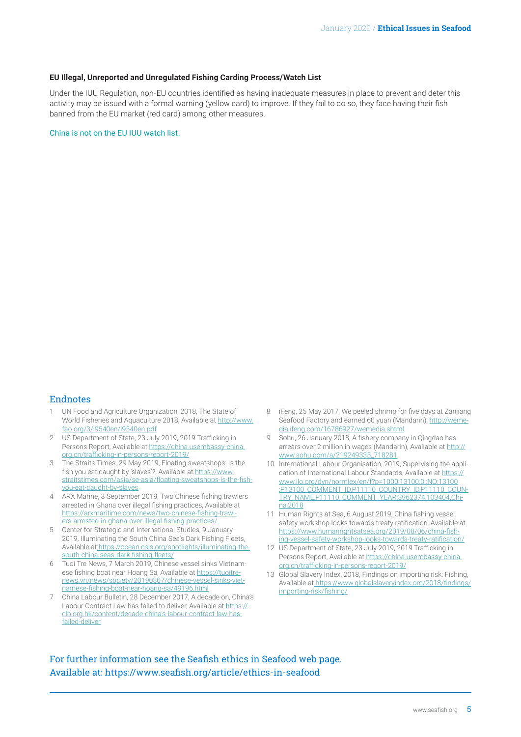**EU Illegal, Unreported and Unregulated Fishing Carding Process/Watch List**

Under the IUU Regulation, non-EU countries identified as having inadequate measures in place to prevent and deter this activity may be issued with a formal warning (yellow card) to improve. If they fail to do so, they face having their fish banned from the EU market (red card) among other measures.

China is not on the EU IUU watch list.

## Endnotes

1. UN Food and Agriculture Organization, 2018, The State of World Fisheries and Aquaculture 2018, Available at http://www.fao.org/3/i9540en/i9540en.pdf
2. US Department of State, 23 July 2019, 2019 Trafficking in Persons Report, Available at https://china.usembassy-china.org.cn/trafficking-in-persons-report-2019/
3. The Straits Times, 29 May 2019, Floating sweatshops: Is the fish you eat caught by 'slaves'?, Available at https://www.straitstimes.com/asia/se-asia/floating-sweatshops-is-the-fish-you-eat-caught-by-slaves
4. ARX Marine, 3 September 2019, Two Chinese fishing trawlers arrested in Ghana over illegal fishing practices, Available at https://arxmaritime.com/news/two-chinese-fishing-trawlers-arrested-in-ghana-over-illegal-fishing-practices/
5. Center for Strategic and International Studies, 9 January 2019, Illuminating the South China Sea's Dark Fishing Fleets, Available at https://ocean.csis.org/spotlights/illuminating-the-south-china-seas-dark-fishing-fleets/
6. Tuoi Tre News, 7 March 2019, Chinese vessel sinks Vietnamese fishing boat near Hoang Sa, Available at https://tuoitrenews.vn/news/society/20190307/chinese-vessel-sinks-vietnamese-fishing-boat-near-hoang-sa/49196.html
7. China Labour Bulletin, 28 December 2017, A decade on, China's Labour Contract Law has failed to deliver, Available at https://clb.org.hk/content/decade-china's-labour-contract-law-has-failed-deliver
8. iFeng, 25 May 2017, We peeled shrimp for five days at Zanjiang Seafood Factory and earned 60 yuan (Mandarin), http://wemedia.ifeng.com/16786927/wemedia.shtml
9. Sohu, 26 January 2018, A fishery company in Qingdao has arrears over 2 million in wages (Mandarin), Available at http://www.sohu.com/a/219249335_718281
10. International Labour Organisation, 2019, Supervising the application of International Labour Standards, Available at https://www.ilo.org/dyn/normlex/en/f?p=1000:13100:0::NO:13100:P13100_COMMENT_ID,P11110_COUNTRY_ID,P11110_COUNTRY_NAME,P11110_COMMENT_YEAR:3962374,103404,China,2018
11. Human Rights at Sea, 6 August 2019, China fishing vessel safety workshop looks towards treaty ratification, Available at https://www.humanrightsatsea.org/2019/08/06/china-fishing-vessel-safety-workshop-looks-towards-treaty-ratification/
12. US Department of State, 23 July 2019, 2019 Trafficking in Persons Report, Available at https://china.usembassy-china.org.cn/trafficking-in-persons-report-2019/
13. Global Slavery Index, 2018, Findings on importing risk: Fishing, Available at https://www.globalslaveryindex.org/2018/findings/importing-risk/fishing/

For further information see the Seafish ethics in Seafood web page.
Available at: https://www.seafish.org/article/ethics-in-seafood